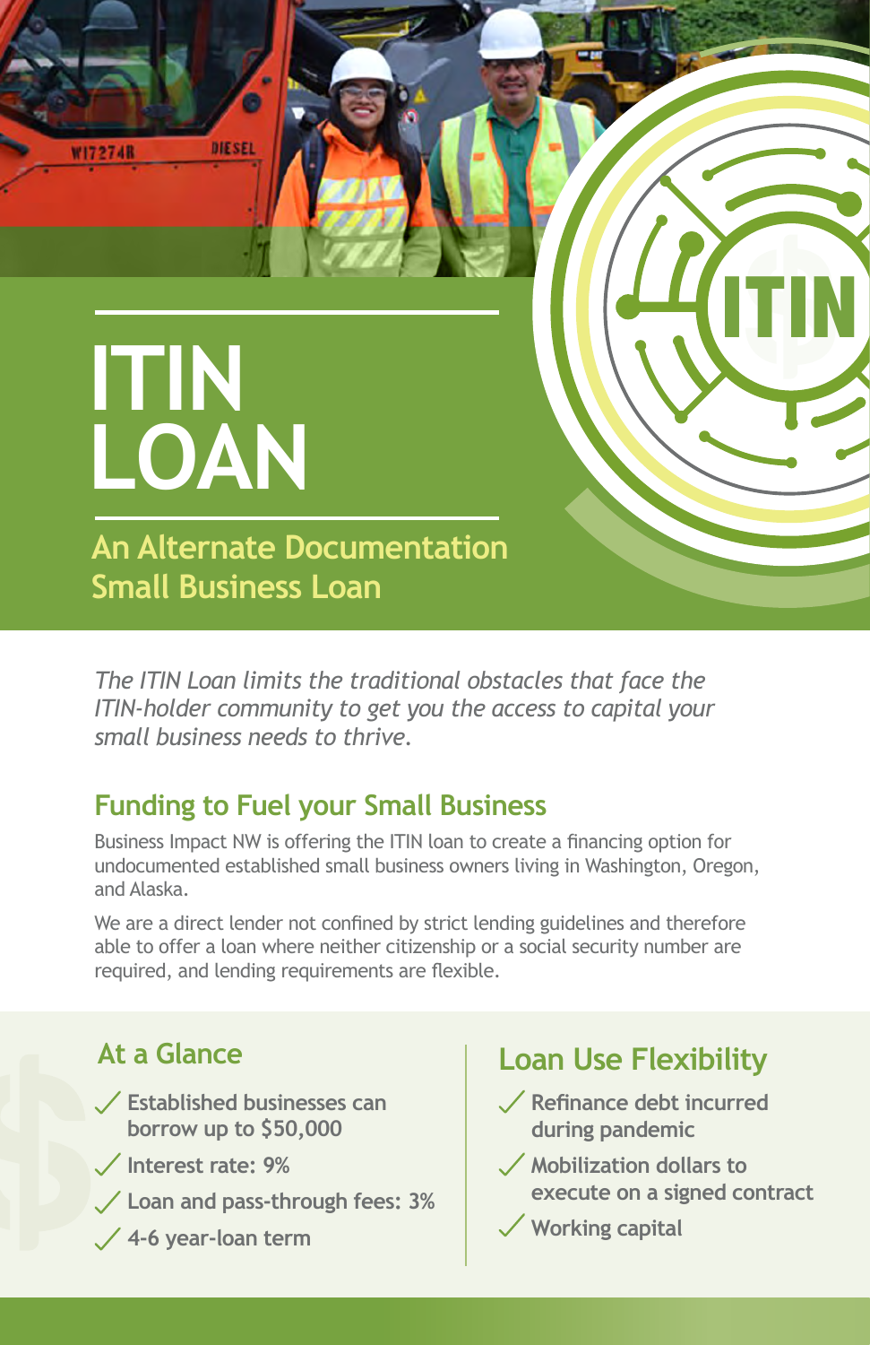# ITIN LOAN

## An Alternate Documentation Small Business Loan

*The ITIN Loan limits the traditional obstacles that face the ITIN-holder community to get you the access to capital your small business needs to thrive.*

## Funding to Fuel your Small Business

Business Impact NW is offering the ITIN loan to create a financing option for undocumented established small business owners living in Washington, Oregon, and Alaska.

We are a direct lender not confined by strict lending guidelines and therefore able to offer a loan where neither citizenship or a social security number are required, and lending requirements are flexible.

## At a Glance

- ✓ **Established businesses can borrow up to $50,000**
- ✓ **Interest rate: 9%**
- ✓ **Loan and pass-through fees: 3%**
- ✓ **4-6 year-loan term**

## Loan Use Flexibility

- ✓ **Refinance debt incurred during pandemic**
- ✓ **Mobilization dollars to execute on a signed contract**
- ✓ **Working capital**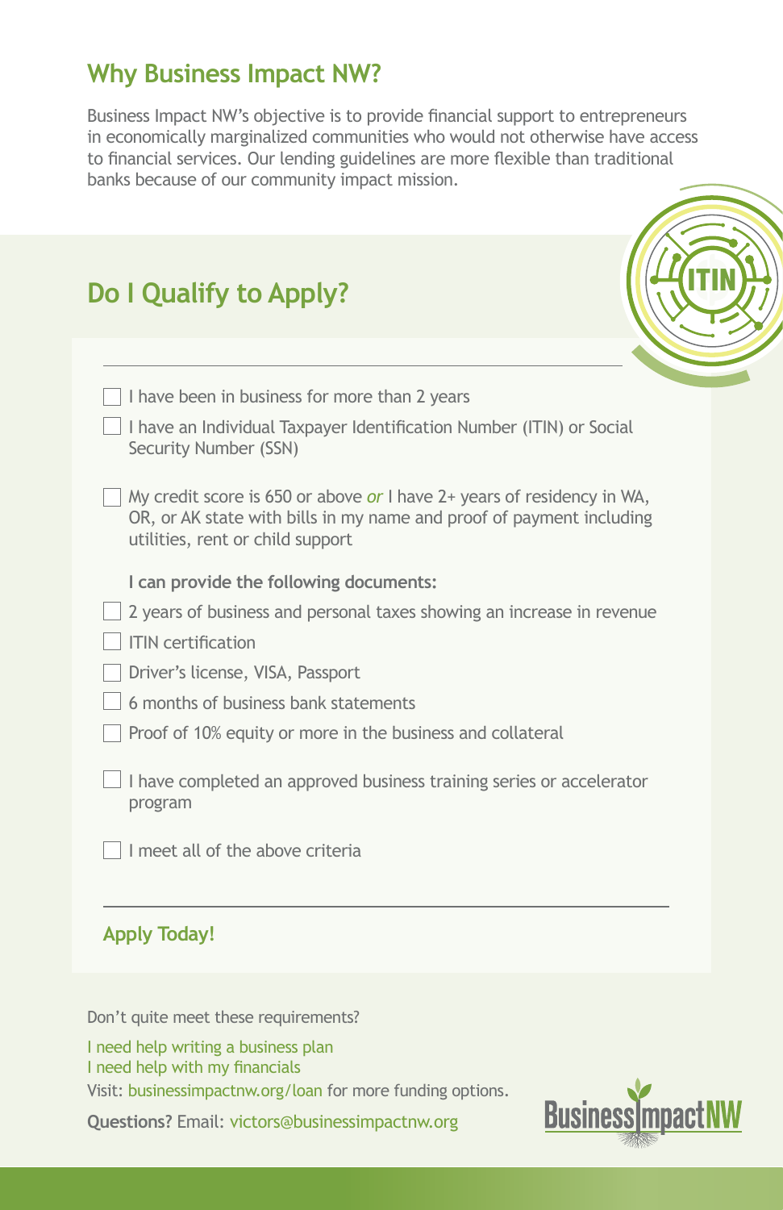## Why Business Impact NW?

Business Impact NW's objective is to provide financial support to entrepreneurs in economically marginalized communities who would not otherwise have access to financial services. Our lending guidelines are more flexible than traditional banks because of our community impact mission.

## Do I Qualify to Apply?

- [ ] I have been in business for more than 2 years
- [ ] I have an Individual Taxpayer Identification Number (ITIN) or Social Security Number (SSN)
- [ ] My credit score is 650 or above *or* I have 2+ years of residency in WA, OR, or AK state with bills in my name and proof of payment including utilities, rent or child support

**I can provide the following documents:**

- [ ] 2 years of business and personal taxes showing an increase in revenue
- [ ] ITIN certification
- [ ] Driver's license, VISA, Passport
- [ ] 6 months of business bank statements
- [ ] Proof of 10% equity or more in the business and collateral

- [ ] I have completed an approved business training series or accelerator program

- [ ] I meet all of the above criteria

**Apply Today!**

Don't quite meet these requirements?

I need help writing a business plan
I need help with my financials
Visit: businessimpactnw.org/loan for more funding options.

**Questions?** Email: victors@businessimpactnw.org